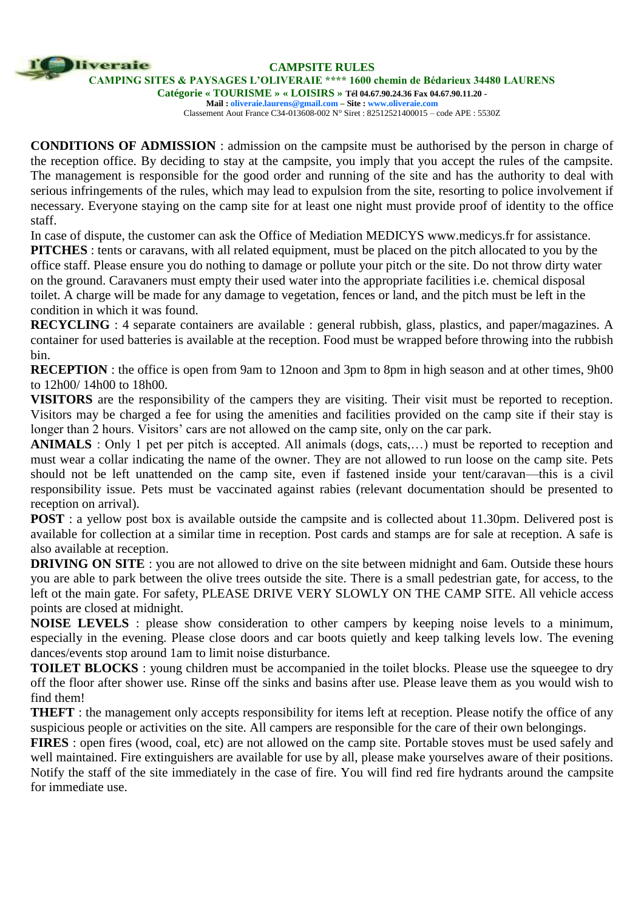# CAMPSITE RULES

**CAMPING SITES & PAYSAGES L'OLIVERAIE \*\*\*\* 1600 chemin de Bédarieux 34480 LAURENS**

**Catégorie « TOURISME » « LOISIRS » Tél 04.67.90.24.36 Fax 04.67.90.11.20 -**

**Mail : oliveraie.laurens@gmail.com – Site : www.oliveraie.com**

Classement Aout France C34-013608-002 N° Siret : 82512521400015 – code APE : 5530Z

**CONDITIONS OF ADMISSION** : admission on the campsite must be authorised by the person in charge of the reception office. By deciding to stay at the campsite, you imply that you accept the rules of the campsite. The management is responsible for the good order and running of the site and has the authority to deal with serious infringements of the rules, which may lead to expulsion from the site, resorting to police involvement if necessary. Everyone staying on the camp site for at least one night must provide proof of identity to the office staff.

In case of dispute, the customer can ask the Office of Mediation MEDICYS www.medicys.fr for assistance.

**PITCHES** : tents or caravans, with all related equipment, must be placed on the pitch allocated to you by the office staff. Please ensure you do nothing to damage or pollute your pitch or the site. Do not throw dirty water on the ground. Caravaners must empty their used water into the appropriate facilities i.e. chemical disposal toilet. A charge will be made for any damage to vegetation, fences or land, and the pitch must be left in the condition in which it was found.

**RECYCLING** : 4 separate containers are available : general rubbish, glass, plastics, and paper/magazines. A container for used batteries is available at the reception. Food must be wrapped before throwing into the rubbish bin.

**RECEPTION** : the office is open from 9am to 12noon and 3pm to 8pm in high season and at other times, 9h00 to 12h00/ 14h00 to 18h00.

**VISITORS** are the responsibility of the campers they are visiting. Their visit must be reported to reception. Visitors may be charged a fee for using the amenities and facilities provided on the camp site if their stay is longer than 2 hours. Visitors' cars are not allowed on the camp site, only on the car park.

**ANIMALS** : Only 1 pet per pitch is accepted. All animals (dogs, cats,…) must be reported to reception and must wear a collar indicating the name of the owner. They are not allowed to run loose on the camp site. Pets should not be left unattended on the camp site, even if fastened inside your tent/caravan—this is a civil responsibility issue. Pets must be vaccinated against rabies (relevant documentation should be presented to reception on arrival).

**POST** : a yellow post box is available outside the campsite and is collected about 11.30pm. Delivered post is available for collection at a similar time in reception. Post cards and stamps are for sale at reception. A safe is also available at reception.

**DRIVING ON SITE** : you are not allowed to drive on the site between midnight and 6am. Outside these hours you are able to park between the olive trees outside the site. There is a small pedestrian gate, for access, to the left ot the main gate. For safety, PLEASE DRIVE VERY SLOWLY ON THE CAMP SITE. All vehicle access points are closed at midnight.

**NOISE LEVELS** : please show consideration to other campers by keeping noise levels to a minimum, especially in the evening. Please close doors and car boots quietly and keep talking levels low. The evening dances/events stop around 1am to limit noise disturbance.

**TOILET BLOCKS** : young children must be accompanied in the toilet blocks. Please use the squeegee to dry off the floor after shower use. Rinse off the sinks and basins after use. Please leave them as you would wish to find them!

**THEFT** : the management only accepts responsibility for items left at reception. Please notify the office of any suspicious people or activities on the site. All campers are responsible for the care of their own belongings.

**FIRES** : open fires (wood, coal, etc) are not allowed on the camp site. Portable stoves must be used safely and well maintained. Fire extinguishers are available for use by all, please make yourselves aware of their positions. Notify the staff of the site immediately in the case of fire. You will find red fire hydrants around the campsite for immediate use.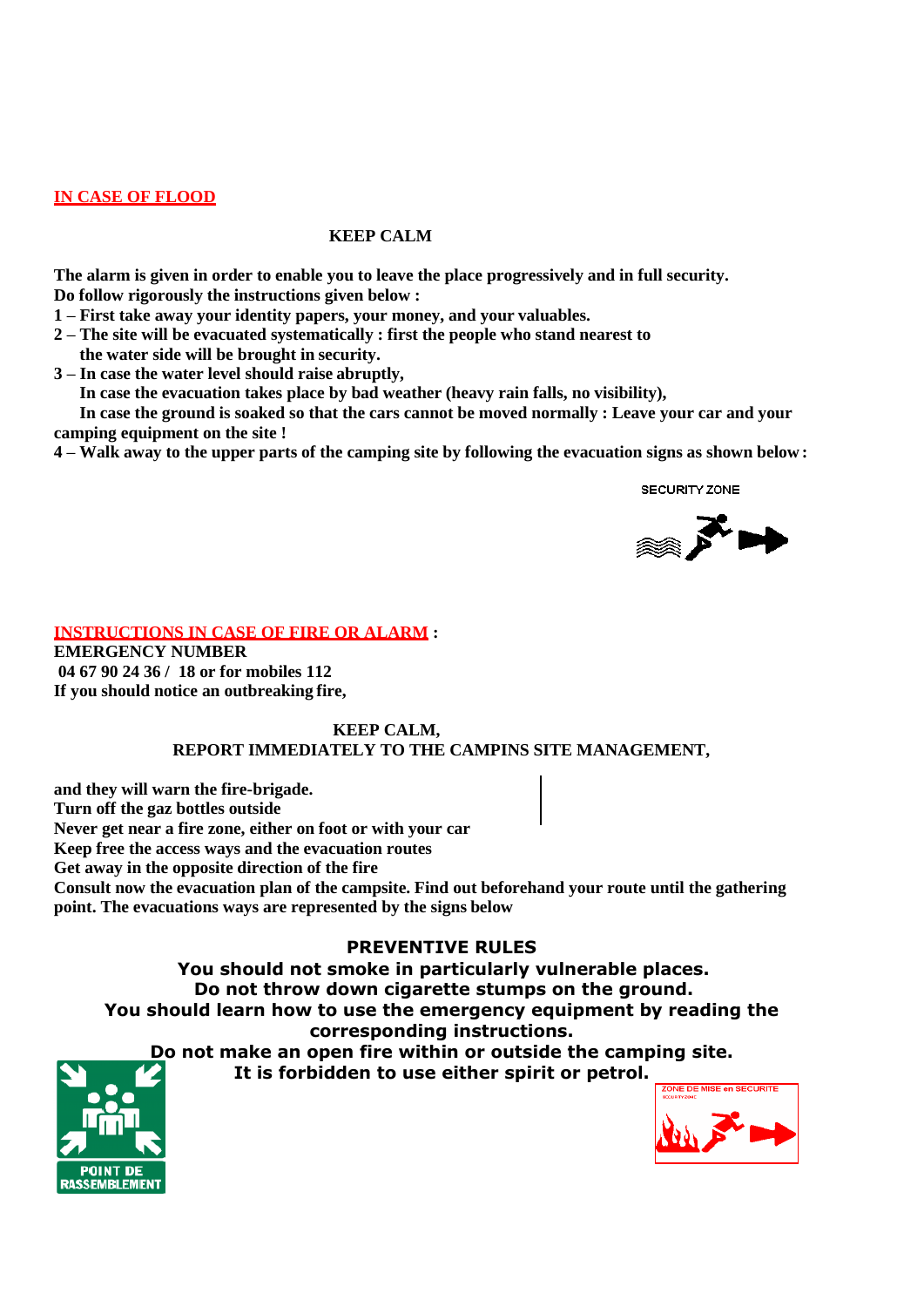## IN CASE OF FLOOD

**KEEP CALM**

**The alarm is given in order to enable you to leave the place progressively and in full security.**
**Do follow rigorously the instructions given below :**

**1 – First take away your identity papers, your money, and your valuables.**
**2 – The site will be evacuated systematically : first the people who stand nearest to the water side will be brought in security.**
**3 – In case the water level should raise abruptly,**
**In case the evacuation takes place by bad weather (heavy rain falls, no visibility),**
**In case the ground is soaked so that the cars cannot be moved normally : Leave your car and your camping equipment on the site !**
**4 – Walk away to the upper parts of the camping site by following the evacuation signs as shown below :**

SECURITY ZONE

## INSTRUCTIONS IN CASE OF FIRE OR ALARM :

**EMERGENCY NUMBER**
**04 67 90 24 36 / 18 or for mobiles 112**
**If you should notice an outbreaking fire,**

**KEEP CALM,**
**REPORT IMMEDIATELY TO THE CAMPINS SITE MANAGEMENT,**

**and they will warn the fire-brigade.**
**Turn off the gaz bottles outside**
**Never get near a fire zone, either on foot or with your car**
**Keep free the access ways and the evacuation routes**
**Get away in the opposite direction of the fire**
**Consult now the evacuation plan of the campsite. Find out beforehand your route until the gathering point. The evacuations ways are represented by the signs below**

**PREVENTIVE RULES**

**You should not smoke in particularly vulnerable places.**
**Do not throw down cigarette stumps on the ground.**
**You should learn how to use the emergency equipment by reading the corresponding instructions.**
**Do not make an open fire within or outside the camping site.**
**It is forbidden to use either spirit or petrol.**

POINT DE RASSEMBLEMENT

ZONE DE MISE en SECURITE
SECURITY ZONE